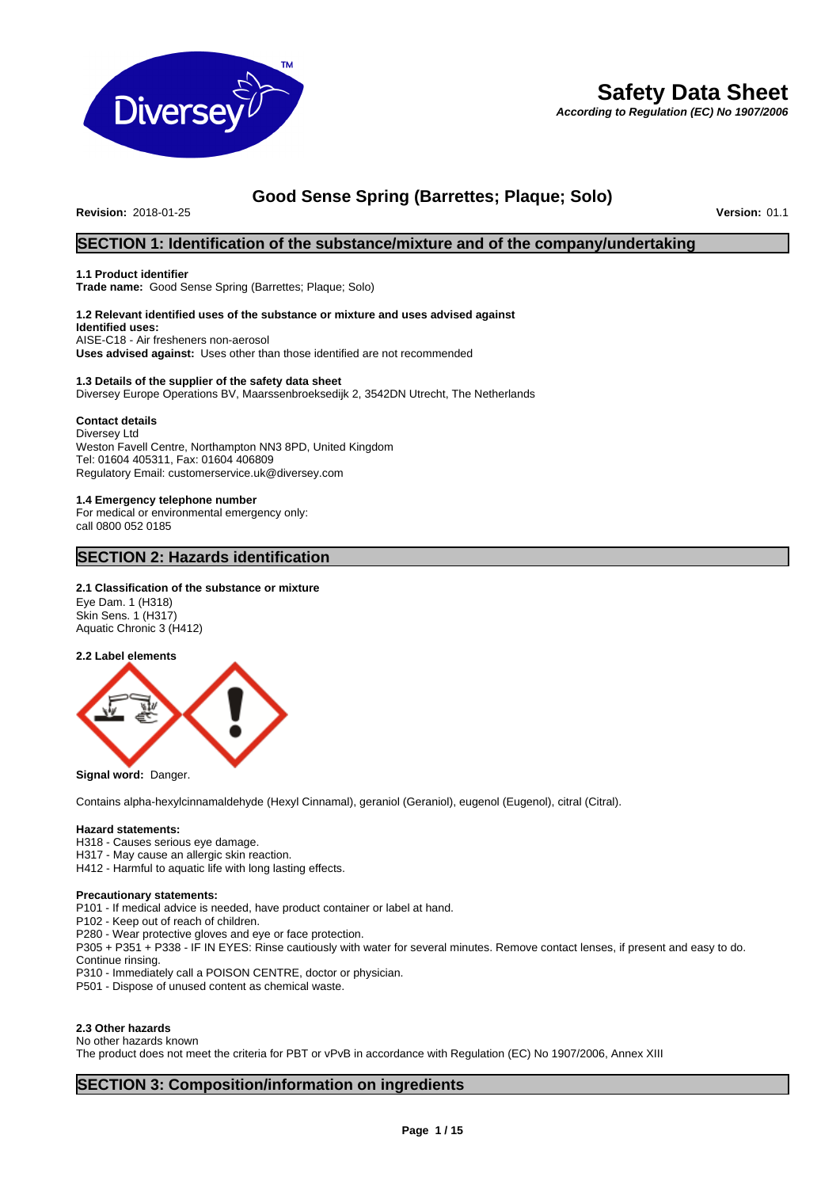# Safety Data Sheet

***According to Regulation (EC) No 1907/2006***

## Good Sense Spring (Barrettes; Plaque; Solo)

**Revision:** 2018-01-25 **Version:** 01.1

## SECTION 1: Identification of the substance/mixture and of the company/undertaking

### 1.1 Product identifier

**Trade name:** Good Sense Spring (Barrettes; Plaque; Solo)

### 1.2 Relevant identified uses of the substance or mixture and uses advised against

**Identified uses:**
AISE-C18 - Air fresheners non-aerosol
**Uses advised against:** Uses other than those identified are not recommended

### 1.3 Details of the supplier of the safety data sheet

Diversey Europe Operations BV, Maarssenbroeksedijk 2, 3542DN Utrecht, The Netherlands

**Contact details**
Diversey Ltd
Weston Favell Centre, Northampton NN3 8PD, United Kingdom
Tel: 01604 405311, Fax: 01604 406809
Regulatory Email: customerservice.uk@diversey.com

### 1.4 Emergency telephone number

For medical or environmental emergency only:
call 0800 052 0185

## SECTION 2: Hazards identification

### 2.1 Classification of the substance or mixture

Eye Dam. 1 (H318)
Skin Sens. 1 (H317)
Aquatic Chronic 3 (H412)

### 2.2 Label elements

**Signal word:** Danger.

Contains alpha-hexylcinnamaldehyde (Hexyl Cinnamal), geraniol (Geraniol), eugenol (Eugenol), citral (Citral).

**Hazard statements:**
H318 - Causes serious eye damage.
H317 - May cause an allergic skin reaction.
H412 - Harmful to aquatic life with long lasting effects.

**Precautionary statements:**
P101 - If medical advice is needed, have product container or label at hand.
P102 - Keep out of reach of children.
P280 - Wear protective gloves and eye or face protection.
P305 + P351 + P338 - IF IN EYES: Rinse cautiously with water for several minutes. Remove contact lenses, if present and easy to do. Continue rinsing.
P310 - Immediately call a POISON CENTRE, doctor or physician.
P501 - Dispose of unused content as chemical waste.

### 2.3 Other hazards

No other hazards known
The product does not meet the criteria for PBT or vPvB in accordance with Regulation (EC) No 1907/2006, Annex XIII

## SECTION 3: Composition/information on ingredients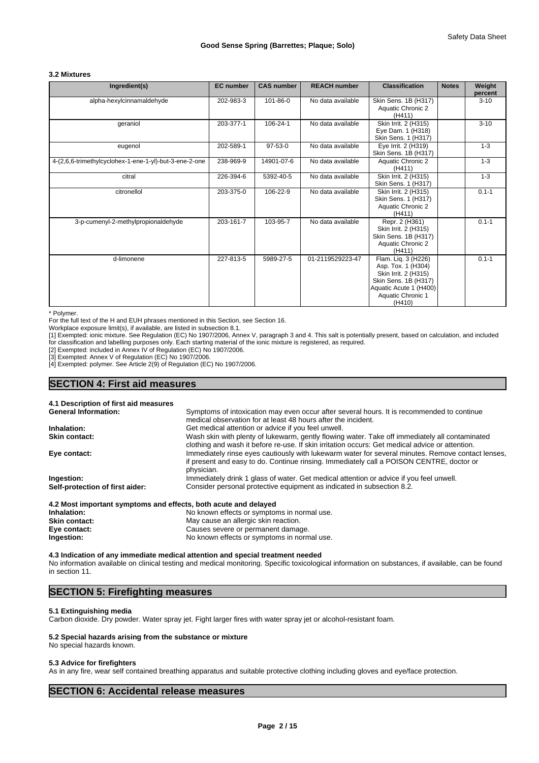### 3.2 Mixtures

| Ingredient(s) | EC number | CAS number | REACH number | Classification | Notes | Weight percent |
|---|---|---|---|---|---|---|
| alpha-hexylcinnamaldehyde | 202-983-3 | 101-86-0 | No data available | Skin Sens. 1B (H317) Aquatic Chronic 2 (H411) | | 3-10 |
| geraniol | 203-377-1 | 106-24-1 | No data available | Skin Irrit. 2 (H315) Eye Dam. 1 (H318) Skin Sens. 1 (H317) | | 3-10 |
| eugenol | 202-589-1 | 97-53-0 | No data available | Eye Irrit. 2 (H319) Skin Sens. 1B (H317) | | 1-3 |
| 4-(2,6,6-trimethylcyclohex-1-ene-1-yl)-but-3-ene-2-one | 238-969-9 | 14901-07-6 | No data available | Aquatic Chronic 2 (H411) | | 1-3 |
| citral | 226-394-6 | 5392-40-5 | No data available | Skin Irrit. 2 (H315) Skin Sens. 1 (H317) | | 1-3 |
| citronellol | 203-375-0 | 106-22-9 | No data available | Skin Irrit. 2 (H315) Skin Sens. 1 (H317) Aquatic Chronic 2 (H411) | | 0.1-1 |
| 3-p-cumenyl-2-methylpropionaldehyde | 203-161-7 | 103-95-7 | No data available | Repr. 2 (H361) Skin Irrit. 2 (H315) Skin Sens. 1B (H317) Aquatic Chronic 2 (H411) | | 0.1-1 |
| d-limonene | 227-813-5 | 5989-27-5 | 01-2119529223-47 | Flam. Liq. 3 (H226) Asp. Tox. 1 (H304) Skin Irrit. 2 (H315) Skin Sens. 1B (H317) Aquatic Acute 1 (H400) Aquatic Chronic 1 (H410) | | 0.1-1 |

\* Polymer.

For the full text of the H and EUH phrases mentioned in this Section, see Section 16.

Workplace exposure limit(s), if available, are listed in subsection 8.1.

[1] Exempted: ionic mixture. See Regulation (EC) No 1907/2006, Annex V, paragraph 3 and 4. This salt is potentially present, based on calculation, and included for classification and labelling purposes only. Each starting material of the ionic mixture is registered, as required.

[2] Exempted: included in Annex IV of Regulation (EC) No 1907/2006.

[3] Exempted: Annex V of Regulation (EC) No 1907/2006.

[4] Exempted: polymer. See Article 2(9) of Regulation (EC) No 1907/2006.

## SECTION 4: First aid measures

### 4.1 Description of first aid measures

**General Information:** Symptoms of intoxication may even occur after several hours. It is recommended to continue medical observation for at least 48 hours after the incident.

**Inhalation:** Get medical attention or advice if you feel unwell.

**Skin contact:** Wash skin with plenty of lukewarm, gently flowing water. Take off immediately all contaminated clothing and wash it before re-use. If skin irritation occurs: Get medical advice or attention.

**Eye contact:** Immediately rinse eyes cautiously with lukewarm water for several minutes. Remove contact lenses, if present and easy to do. Continue rinsing. Immediately call a POISON CENTRE, doctor or physician.

**Ingestion:** Immediately drink 1 glass of water. Get medical attention or advice if you feel unwell.

**Self-protection of first aider:** Consider personal protective equipment as indicated in subsection 8.2.

### 4.2 Most important symptoms and effects, both acute and delayed

**Inhalation:** No known effects or symptoms in normal use.

**Skin contact:** May cause an allergic skin reaction.

**Eye contact:** Causes severe or permanent damage.

**Ingestion:** No known effects or symptoms in normal use.

### 4.3 Indication of any immediate medical attention and special treatment needed

No information available on clinical testing and medical monitoring. Specific toxicological information on substances, if available, can be found in section 11.

## SECTION 5: Firefighting measures

### 5.1 Extinguishing media

Carbon dioxide. Dry powder. Water spray jet. Fight larger fires with water spray jet or alcohol-resistant foam.

### 5.2 Special hazards arising from the substance or mixture

No special hazards known.

### 5.3 Advice for firefighters

As in any fire, wear self contained breathing apparatus and suitable protective clothing including gloves and eye/face protection.

## SECTION 6: Accidental release measures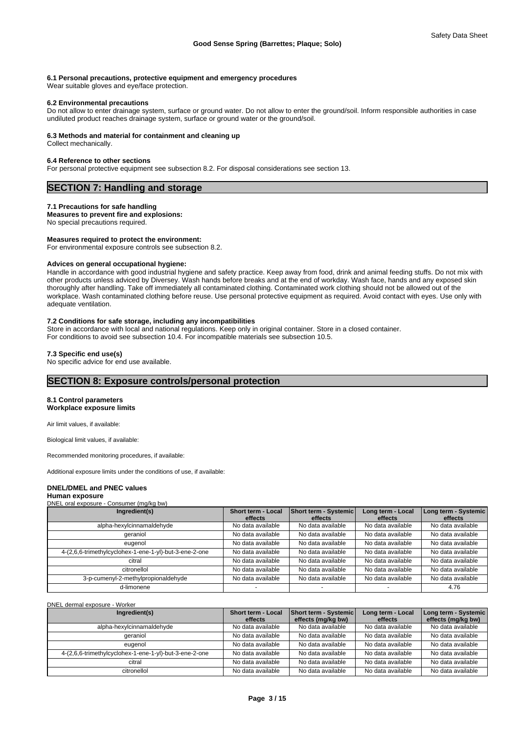**6.1 Personal precautions, protective equipment and emergency procedures**
Wear suitable gloves and eye/face protection.

**6.2 Environmental precautions**
Do not allow to enter drainage system, surface or ground water. Do not allow to enter the ground/soil. Inform responsible authorities in case undiluted product reaches drainage system, surface or ground water or the ground/soil.

**6.3 Methods and material for containment and cleaning up**
Collect mechanically.

**6.4 Reference to other sections**
For personal protective equipment see subsection 8.2. For disposal considerations see section 13.

## SECTION 7: Handling and storage

**7.1 Precautions for safe handling**
**Measures to prevent fire and explosions:**
No special precautions required.

**Measures required to protect the environment:**
For environmental exposure controls see subsection 8.2.

**Advices on general occupational hygiene:**
Handle in accordance with good industrial hygiene and safety practice. Keep away from food, drink and animal feeding stuffs. Do not mix with other products unless adviced by Diversey. Wash hands before breaks and at the end of workday. Wash face, hands and any exposed skin thoroughly after handling. Take off immediately all contaminated clothing. Contaminated work clothing should not be allowed out of the workplace. Wash contaminated clothing before reuse. Use personal protective equipment as required. Avoid contact with eyes. Use only with adequate ventilation.

**7.2 Conditions for safe storage, including any incompatibilities**
Store in accordance with local and national regulations. Keep only in original container. Store in a closed container.
For conditions to avoid see subsection 10.4. For incompatible materials see subsection 10.5.

**7.3 Specific end use(s)**
No specific advice for end use available.

## SECTION 8: Exposure controls/personal protection

**8.1 Control parameters**
**Workplace exposure limits**

Air limit values, if available:

Biological limit values, if available:

Recommended monitoring procedures, if available:

Additional exposure limits under the conditions of use, if available:

**DNEL/DMEL and PNEC values**
**Human exposure**
DNEL oral exposure - Consumer (mg/kg bw)

| Ingredient(s) | Short term - Local effects | Short term - Systemic effects | Long term - Local effects | Long term - Systemic effects |
|---|---|---|---|---|
| alpha-hexylcinnamaldehyde | No data available | No data available | No data available | No data available |
| geraniol | No data available | No data available | No data available | No data available |
| eugenol | No data available | No data available | No data available | No data available |
| 4-(2,6,6-trimethylcyclohex-1-ene-1-yl)-but-3-ene-2-one | No data available | No data available | No data available | No data available |
| citral | No data available | No data available | No data available | No data available |
| citronellol | No data available | No data available | No data available | No data available |
| 3-p-cumenyl-2-methylpropionaldehyde | No data available | No data available | No data available | No data available |
| d-limonene | - | - | - | 4.76 |

DNEL dermal exposure - Worker

| Ingredient(s) | Short term - Local effects | Short term - Systemic effects (mg/kg bw) | Long term - Local effects | Long term - Systemic effects (mg/kg bw) |
|---|---|---|---|---|
| alpha-hexylcinnamaldehyde | No data available | No data available | No data available | No data available |
| geraniol | No data available | No data available | No data available | No data available |
| eugenol | No data available | No data available | No data available | No data available |
| 4-(2,6,6-trimethylcyclohex-1-ene-1-yl)-but-3-ene-2-one | No data available | No data available | No data available | No data available |
| citral | No data available | No data available | No data available | No data available |
| citronellol | No data available | No data available | No data available | No data available |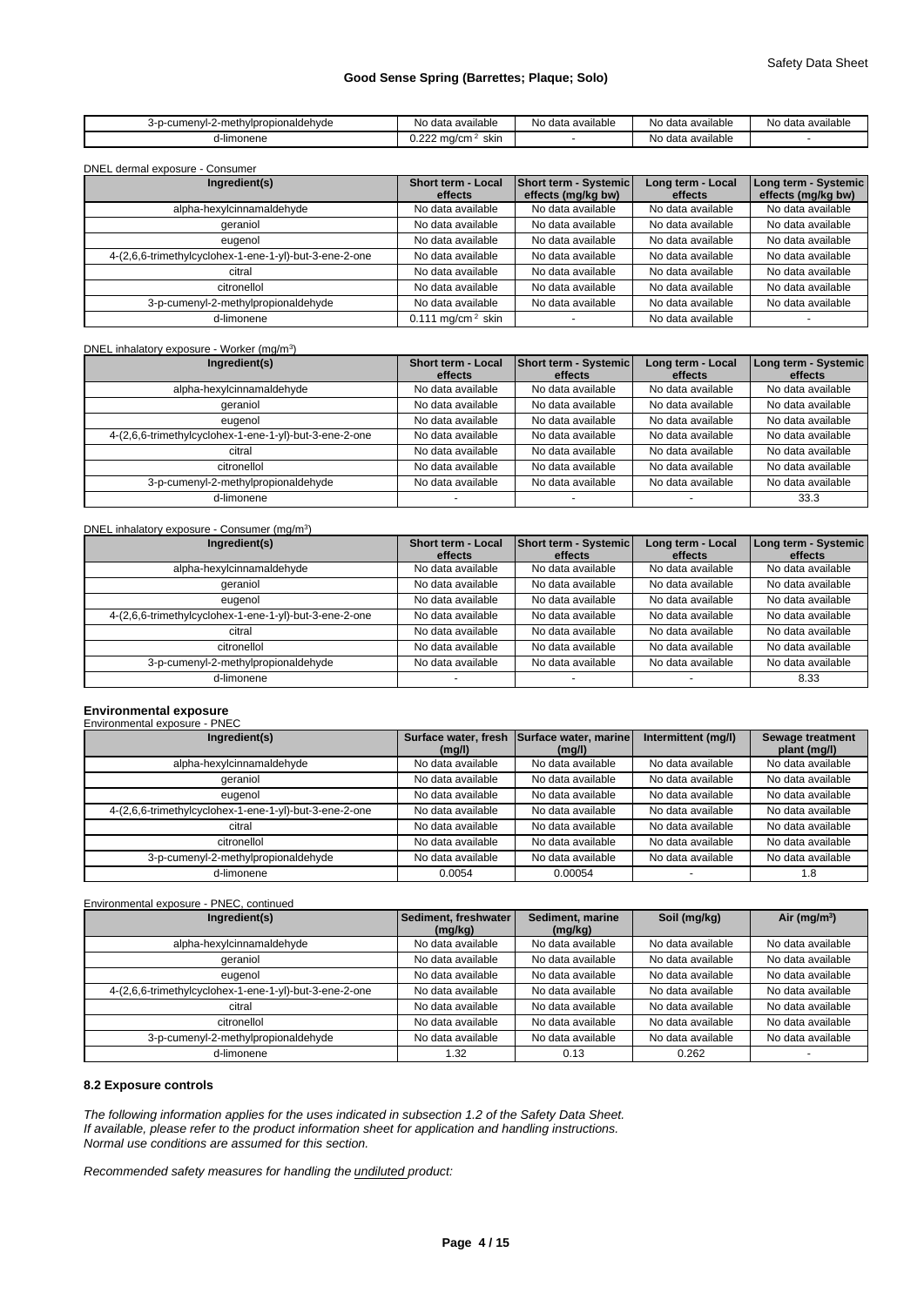| 3-p-cumenyl-2-methylpropionaldehyde | No data available | No data available | No data available | No data available |
| --- | --- | --- | --- | --- |
| d-limonene | 0.222 mg/cm $^2$ skin | - | No data available | - |

DNEL dermal exposure - Consumer

| Ingredient(s) | Short term - Local effects | Short term - Systemic effects (mg/kg bw) | Long term - Local effects | Long term - Systemic effects (mg/kg bw) |
| --- | --- | --- | --- | --- |
| alpha-hexylcinnamaldehyde | No data available | No data available | No data available | No data available |
| geraniol | No data available | No data available | No data available | No data available |
| eugenol | No data available | No data available | No data available | No data available |
| 4-(2,6,6-trimethylcyclohex-1-ene-1-yl)-but-3-ene-2-one | No data available | No data available | No data available | No data available |
| citral | No data available | No data available | No data available | No data available |
| citronellol | No data available | No data available | No data available | No data available |
| 3-p-cumenyl-2-methylpropionaldehyde | No data available | No data available | No data available | No data available |
| d-limonene | 0.111 mg/cm $^2$ skin | - | No data available | - |

DNEL inhalatory exposure - Worker (mg/m $^3$)

| Ingredient(s) | Short term - Local effects | Short term - Systemic effects | Long term - Local effects | Long term - Systemic effects |
| --- | --- | --- | --- | --- |
| alpha-hexylcinnamaldehyde | No data available | No data available | No data available | No data available |
| geraniol | No data available | No data available | No data available | No data available |
| eugenol | No data available | No data available | No data available | No data available |
| 4-(2,6,6-trimethylcyclohex-1-ene-1-yl)-but-3-ene-2-one | No data available | No data available | No data available | No data available |
| citral | No data available | No data available | No data available | No data available |
| citronellol | No data available | No data available | No data available | No data available |
| 3-p-cumenyl-2-methylpropionaldehyde | No data available | No data available | No data available | No data available |
| d-limonene | - | - | - | 33.3 |

DNEL inhalatory exposure - Consumer (mg/m $^3$)

| Ingredient(s) | Short term - Local effects | Short term - Systemic effects | Long term - Local effects | Long term - Systemic effects |
| --- | --- | --- | --- | --- |
| alpha-hexylcinnamaldehyde | No data available | No data available | No data available | No data available |
| geraniol | No data available | No data available | No data available | No data available |
| eugenol | No data available | No data available | No data available | No data available |
| 4-(2,6,6-trimethylcyclohex-1-ene-1-yl)-but-3-ene-2-one | No data available | No data available | No data available | No data available |
| citral | No data available | No data available | No data available | No data available |
| citronellol | No data available | No data available | No data available | No data available |
| 3-p-cumenyl-2-methylpropionaldehyde | No data available | No data available | No data available | No data available |
| d-limonene | - | - | - | 8.33 |

**Environmental exposure**

Environmental exposure - PNEC

| Ingredient(s) | Surface water, fresh (mg/l) | Surface water, marine (mg/l) | Intermittent (mg/l) | Sewage treatment plant (mg/l) |
| --- | --- | --- | --- | --- |
| alpha-hexylcinnamaldehyde | No data available | No data available | No data available | No data available |
| geraniol | No data available | No data available | No data available | No data available |
| eugenol | No data available | No data available | No data available | No data available |
| 4-(2,6,6-trimethylcyclohex-1-ene-1-yl)-but-3-ene-2-one | No data available | No data available | No data available | No data available |
| citral | No data available | No data available | No data available | No data available |
| citronellol | No data available | No data available | No data available | No data available |
| 3-p-cumenyl-2-methylpropionaldehyde | No data available | No data available | No data available | No data available |
| d-limonene | 0.0054 | 0.00054 | - | 1.8 |

Environmental exposure - PNEC, continued

| Ingredient(s) | Sediment, freshwater (mg/kg) | Sediment, marine (mg/kg) | Soil (mg/kg) | Air (mg/m $^3$) |
| --- | --- | --- | --- | --- |
| alpha-hexylcinnamaldehyde | No data available | No data available | No data available | No data available |
| geraniol | No data available | No data available | No data available | No data available |
| eugenol | No data available | No data available | No data available | No data available |
| 4-(2,6,6-trimethylcyclohex-1-ene-1-yl)-but-3-ene-2-one | No data available | No data available | No data available | No data available |
| citral | No data available | No data available | No data available | No data available |
| citronellol | No data available | No data available | No data available | No data available |
| 3-p-cumenyl-2-methylpropionaldehyde | No data available | No data available | No data available | No data available |
| d-limonene | 1.32 | 0.13 | 0.262 | - |

### 8.2 Exposure controls

*The following information applies for the uses indicated in subsection 1.2 of the Safety Data Sheet.*
*If available, please refer to the product information sheet for application and handling instructions.*
*Normal use conditions are assumed for this section.*

*Recommended safety measures for handling the undiluted product:*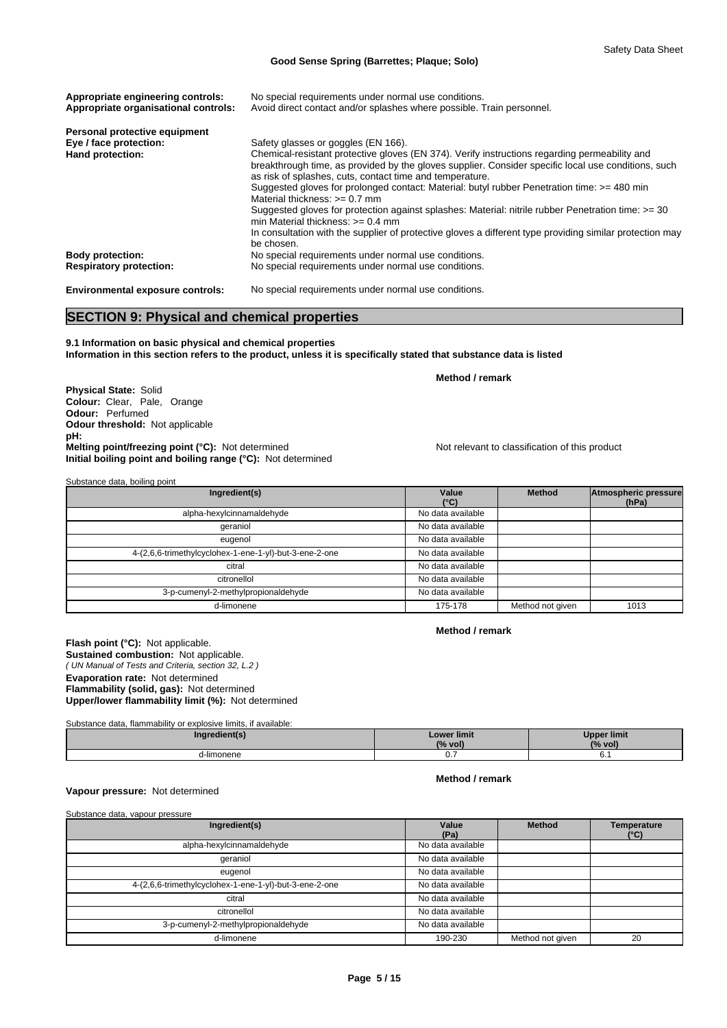**Appropriate engineering controls:** No special requirements under normal use conditions.
**Appropriate organisational controls:** Avoid direct contact and/or splashes where possible. Train personnel.

**Personal protective equipment**

**Eye / face protection:** Safety glasses or goggles (EN 166).

**Hand protection:** Chemical-resistant protective gloves (EN 374). Verify instructions regarding permeability and breakthrough time, as provided by the gloves supplier. Consider specific local use conditions, such as risk of splashes, cuts, contact time and temperature.
Suggested gloves for prolonged contact: Material: butyl rubber Penetration time: >= 480 min Material thickness: >= 0.7 mm
Suggested gloves for protection against splashes: Material: nitrile rubber Penetration time: >= 30 min Material thickness: >= 0.4 mm
In consultation with the supplier of protective gloves a different type providing similar protection may be chosen.

**Body protection:** No special requirements under normal use conditions.
**Respiratory protection:** No special requirements under normal use conditions.

**Environmental exposure controls:** No special requirements under normal use conditions.

## SECTION 9: Physical and chemical properties

**9.1 Information on basic physical and chemical properties**
**Information in this section refers to the product, unless it is specifically stated that substance data is listed**

**Method / remark**

**Physical State:** Solid
**Colour:** Clear, Pale, Orange
**Odour:** Perfumed
**Odour threshold:** Not applicable
**pH:**
**Melting point/freezing point (°C):** Not determined — Not relevant to classification of this product
**Initial boiling point and boiling range (°C):** Not determined

Substance data, boiling point

| Ingredient(s) | Value (°C) | Method | Atmospheric pressure (hPa) |
|---|---|---|---|
| alpha-hexylcinnamaldehyde | No data available | | |
| geraniol | No data available | | |
| eugenol | No data available | | |
| 4-(2,6,6-trimethylcyclohex-1-ene-1-yl)-but-3-ene-2-one | No data available | | |
| citral | No data available | | |
| citronellol | No data available | | |
| 3-p-cumenyl-2-methylpropionaldehyde | No data available | | |
| d-limonene | 175-178 | Method not given | 1013 |

**Method / remark**

**Flash point (°C):** Not applicable.
**Sustained combustion:** Not applicable.
*( UN Manual of Tests and Criteria, section 32, L.2 )*
**Evaporation rate:** Not determined
**Flammability (solid, gas):** Not determined
**Upper/lower flammability limit (%):** Not determined

Substance data, flammability or explosive limits, if available:

| Ingredient(s) | Lower limit (% vol) | Upper limit (% vol) |
|---|---|---|
| d-limonene | 0.7 | 6.1 |

**Method / remark**

**Vapour pressure:** Not determined

Substance data, vapour pressure

| Ingredient(s) | Value (Pa) | Method | Temperature (°C) |
|---|---|---|---|
| alpha-hexylcinnamaldehyde | No data available | | |
| geraniol | No data available | | |
| eugenol | No data available | | |
| 4-(2,6,6-trimethylcyclohex-1-ene-1-yl)-but-3-ene-2-one | No data available | | |
| citral | No data available | | |
| citronellol | No data available | | |
| 3-p-cumenyl-2-methylpropionaldehyde | No data available | | |
| d-limonene | 190-230 | Method not given | 20 |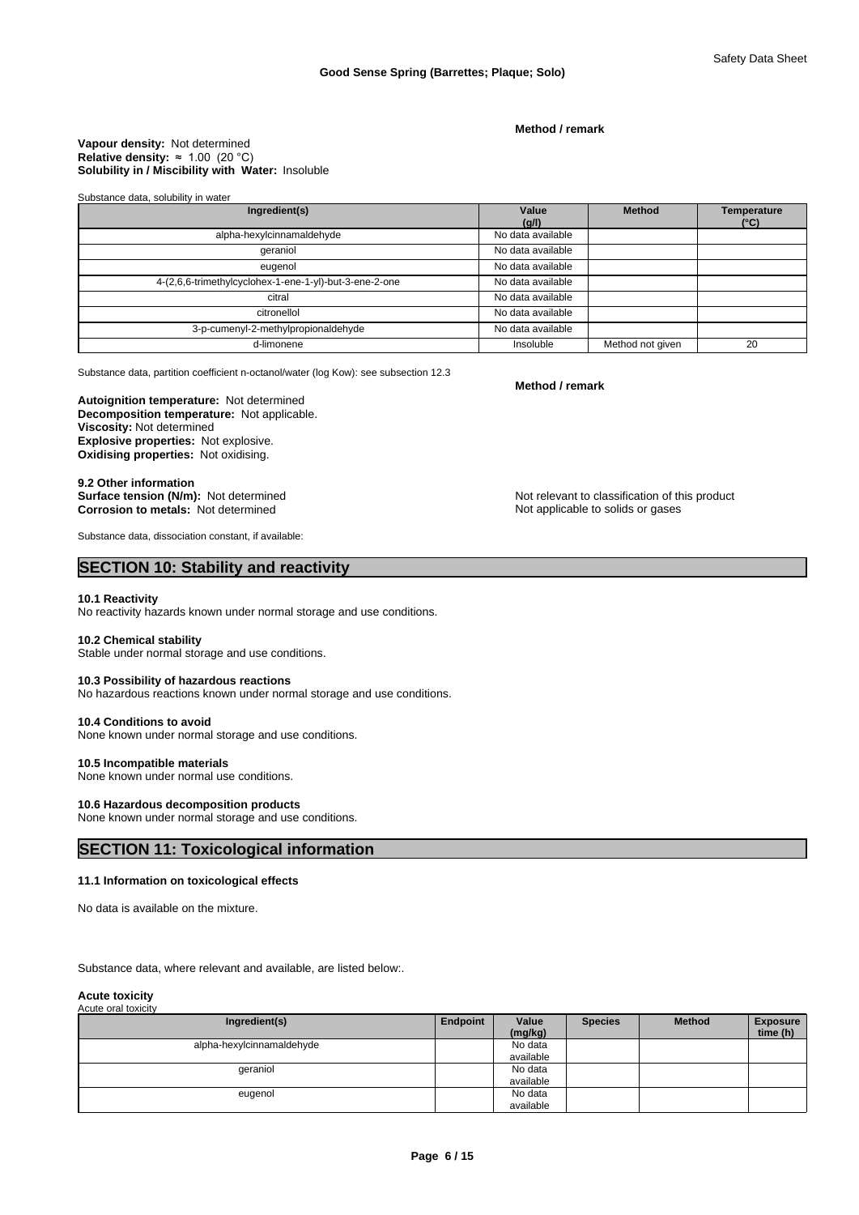**Method / remark**

**Vapour density:** Not determined
**Relative density:** ≈ 1.00 (20 °C)
**Solubility in / Miscibility with Water:** Insoluble

Substance data, solubility in water

| Ingredient(s) | Value (g/l) | Method | Temperature (°C) |
|---|---|---|---|
| alpha-hexylcinnamaldehyde | No data available | | |
| geraniol | No data available | | |
| eugenol | No data available | | |
| 4-(2,6,6-trimethylcyclohex-1-ene-1-yl)-but-3-ene-2-one | No data available | | |
| citral | No data available | | |
| citronellol | No data available | | |
| 3-p-cumenyl-2-methylpropionaldehyde | No data available | | |
| d-limonene | Insoluble | Method not given | 20 |

Substance data, partition coefficient n-octanol/water (log Kow): see subsection 12.3

**Method / remark**

**Autoignition temperature:** Not determined
**Decomposition temperature:** Not applicable.
**Viscosity:** Not determined
**Explosive properties:** Not explosive.
**Oxidising properties:** Not oxidising.

**9.2 Other information**
**Surface tension (N/m):** Not determined — Not relevant to classification of this product
**Corrosion to metals:** Not determined — Not applicable to solids or gases

Substance data, dissociation constant, if available:

## SECTION 10: Stability and reactivity

**10.1 Reactivity**
No reactivity hazards known under normal storage and use conditions.

**10.2 Chemical stability**
Stable under normal storage and use conditions.

**10.3 Possibility of hazardous reactions**
No hazardous reactions known under normal storage and use conditions.

**10.4 Conditions to avoid**
None known under normal storage and use conditions.

**10.5 Incompatible materials**
None known under normal use conditions.

**10.6 Hazardous decomposition products**
None known under normal storage and use conditions.

## SECTION 11: Toxicological information

**11.1 Information on toxicological effects**

No data is available on the mixture.

Substance data, where relevant and available, are listed below:.

**Acute toxicity**
Acute oral toxicity

| Ingredient(s) | Endpoint | Value (mg/kg) | Species | Method | Exposure time (h) |
|---|---|---|---|---|---|
| alpha-hexylcinnamaldehyde | | No data available | | | |
| geraniol | | No data available | | | |
| eugenol | | No data available | | | |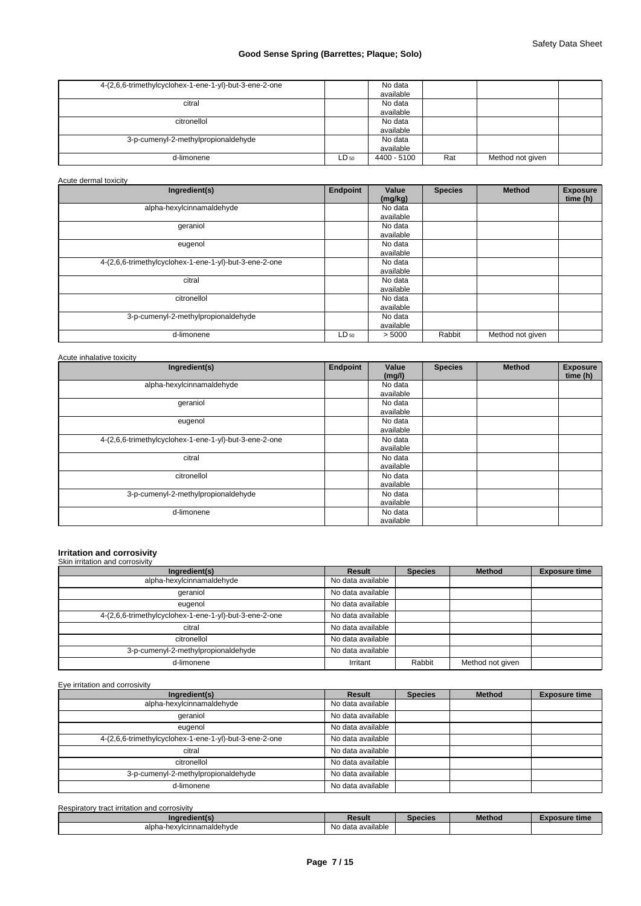| | | | | | |
|---|---|---|---|---|---|
| 4-(2,6,6-trimethylcyclohex-1-ene-1-yl)-but-3-ene-2-one | | No data available | | | |
| citral | | No data available | | | |
| citronellol | | No data available | | | |
| 3-p-cumenyl-2-methylpropionaldehyde | | No data available | | | |
| d-limonene | $LD_{50}$ | 4400 - 5100 | Rat | Method not given | |

Acute dermal toxicity

| Ingredient(s) | Endpoint | Value (mg/kg) | Species | Method | Exposure time (h) |
|---|---|---|---|---|---|
| alpha-hexylcinnamaldehyde | | No data available | | | |
| geraniol | | No data available | | | |
| eugenol | | No data available | | | |
| 4-(2,6,6-trimethylcyclohex-1-ene-1-yl)-but-3-ene-2-one | | No data available | | | |
| citral | | No data available | | | |
| citronellol | | No data available | | | |
| 3-p-cumenyl-2-methylpropionaldehyde | | No data available | | | |
| d-limonene | $LD_{50}$ | > 5000 | Rabbit | Method not given | |

Acute inhalative toxicity

| Ingredient(s) | Endpoint | Value (mg/l) | Species | Method | Exposure time (h) |
|---|---|---|---|---|---|
| alpha-hexylcinnamaldehyde | | No data available | | | |
| geraniol | | No data available | | | |
| eugenol | | No data available | | | |
| 4-(2,6,6-trimethylcyclohex-1-ene-1-yl)-but-3-ene-2-one | | No data available | | | |
| citral | | No data available | | | |
| citronellol | | No data available | | | |
| 3-p-cumenyl-2-methylpropionaldehyde | | No data available | | | |
| d-limonene | | No data available | | | |

**Irritation and corrosivity**

Skin irritation and corrosivity

| Ingredient(s) | Result | Species | Method | Exposure time |
|---|---|---|---|---|
| alpha-hexylcinnamaldehyde | No data available | | | |
| geraniol | No data available | | | |
| eugenol | No data available | | | |
| 4-(2,6,6-trimethylcyclohex-1-ene-1-yl)-but-3-ene-2-one | No data available | | | |
| citral | No data available | | | |
| citronellol | No data available | | | |
| 3-p-cumenyl-2-methylpropionaldehyde | No data available | | | |
| d-limonene | Irritant | Rabbit | Method not given | |

Eye irritation and corrosivity

| Ingredient(s) | Result | Species | Method | Exposure time |
|---|---|---|---|---|
| alpha-hexylcinnamaldehyde | No data available | | | |
| geraniol | No data available | | | |
| eugenol | No data available | | | |
| 4-(2,6,6-trimethylcyclohex-1-ene-1-yl)-but-3-ene-2-one | No data available | | | |
| citral | No data available | | | |
| citronellol | No data available | | | |
| 3-p-cumenyl-2-methylpropionaldehyde | No data available | | | |
| d-limonene | No data available | | | |

Respiratory tract irritation and corrosivity

| Ingredient(s) | Result | Species | Method | Exposure time |
|---|---|---|---|---|
| alpha-hexylcinnamaldehyde | No data available | | | |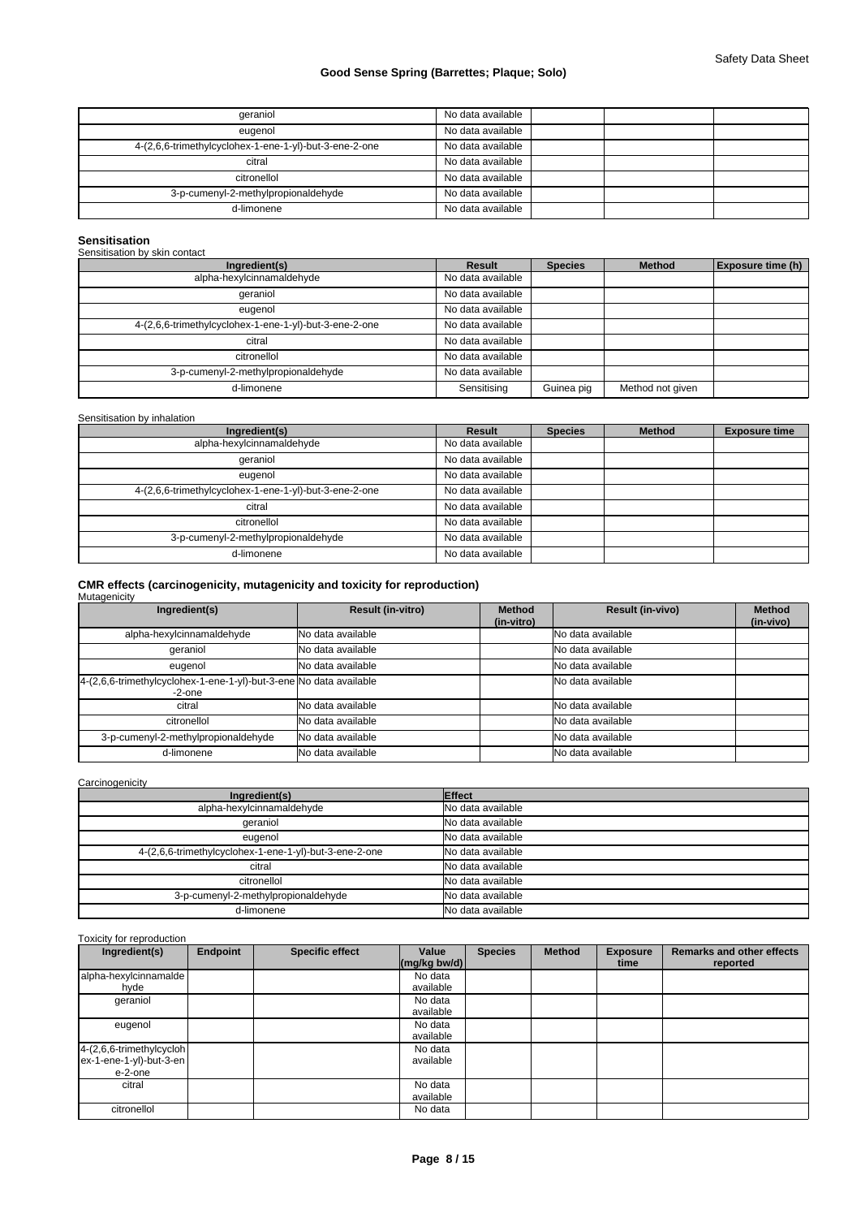| | | | | |
|---|---|---|---|---|
| geraniol | No data available | | | |
| eugenol | No data available | | | |
| 4-(2,6,6-trimethylcyclohex-1-ene-1-yl)-but-3-ene-2-one | No data available | | | |
| citral | No data available | | | |
| citronellol | No data available | | | |
| 3-p-cumenyl-2-methylpropionaldehyde | No data available | | | |
| d-limonene | No data available | | | |

**Sensitisation**

Sensitisation by skin contact

| Ingredient(s) | Result | Species | Method | Exposure time (h) |
|---|---|---|---|---|
| alpha-hexylcinnamaldehyde | No data available | | | |
| geraniol | No data available | | | |
| eugenol | No data available | | | |
| 4-(2,6,6-trimethylcyclohex-1-ene-1-yl)-but-3-ene-2-one | No data available | | | |
| citral | No data available | | | |
| citronellol | No data available | | | |
| 3-p-cumenyl-2-methylpropionaldehyde | No data available | | | |
| d-limonene | Sensitising | Guinea pig | Method not given | |

Sensitisation by inhalation

| Ingredient(s) | Result | Species | Method | Exposure time |
|---|---|---|---|---|
| alpha-hexylcinnamaldehyde | No data available | | | |
| geraniol | No data available | | | |
| eugenol | No data available | | | |
| 4-(2,6,6-trimethylcyclohex-1-ene-1-yl)-but-3-ene-2-one | No data available | | | |
| citral | No data available | | | |
| citronellol | No data available | | | |
| 3-p-cumenyl-2-methylpropionaldehyde | No data available | | | |
| d-limonene | No data available | | | |

**CMR effects (carcinogenicity, mutagenicity and toxicity for reproduction)**

Mutagenicity

| Ingredient(s) | Result (in-vitro) | Method (in-vitro) | Result (in-vivo) | Method (in-vivo) |
|---|---|---|---|---|
| alpha-hexylcinnamaldehyde | No data available | | No data available | |
| geraniol | No data available | | No data available | |
| eugenol | No data available | | No data available | |
| 4-(2,6,6-trimethylcyclohex-1-ene-1-yl)-but-3-ene-2-one | No data available | | No data available | |
| citral | No data available | | No data available | |
| citronellol | No data available | | No data available | |
| 3-p-cumenyl-2-methylpropionaldehyde | No data available | | No data available | |
| d-limonene | No data available | | No data available | |

Carcinogenicity

| Ingredient(s) | Effect |
|---|---|
| alpha-hexylcinnamaldehyde | No data available |
| geraniol | No data available |
| eugenol | No data available |
| 4-(2,6,6-trimethylcyclohex-1-ene-1-yl)-but-3-ene-2-one | No data available |
| citral | No data available |
| citronellol | No data available |
| 3-p-cumenyl-2-methylpropionaldehyde | No data available |
| d-limonene | No data available |

Toxicity for reproduction

| Ingredient(s) | Endpoint | Specific effect | Value (mg/kg bw/d) | Species | Method | Exposure time | Remarks and other effects reported |
|---|---|---|---|---|---|---|---|
| alpha-hexylcinnamaldehyde | | | No data available | | | | |
| geraniol | | | No data available | | | | |
| eugenol | | | No data available | | | | |
| 4-(2,6,6-trimethylcyclohex-1-ene-1-yl)-but-3-ene-2-one | | | No data available | | | | |
| citral | | | No data available | | | | |
| citronellol | | | No data | | | | |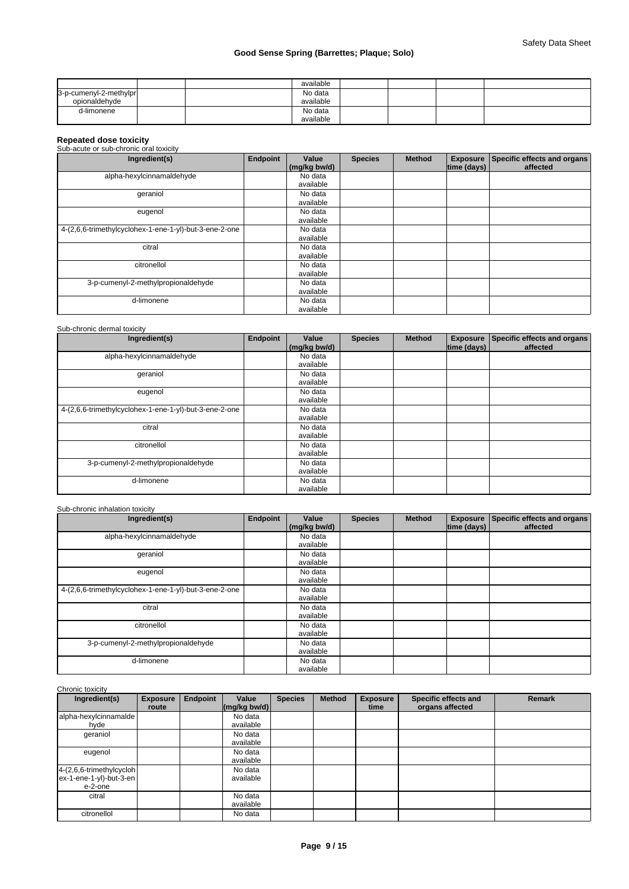| | | | available | | | | |
|---|---|---|---|---|---|---|---|
| 3-p-cumenyl-2-methylpropionaldehyde | | | No data available | | | | |
| d-limonene | | | No data available | | | | |

### Repeated dose toxicity

Sub-acute or sub-chronic oral toxicity

| Ingredient(s) | Endpoint | Value (mg/kg bw/d) | Species | Method | Exposure time (days) | Specific effects and organs affected |
|---|---|---|---|---|---|---|
| alpha-hexylcinnamaldehyde | | No data available | | | | |
| geraniol | | No data available | | | | |
| eugenol | | No data available | | | | |
| 4-(2,6,6-trimethylcyclohex-1-ene-1-yl)-but-3-ene-2-one | | No data available | | | | |
| citral | | No data available | | | | |
| citronellol | | No data available | | | | |
| 3-p-cumenyl-2-methylpropionaldehyde | | No data available | | | | |
| d-limonene | | No data available | | | | |

Sub-chronic dermal toxicity

| Ingredient(s) | Endpoint | Value (mg/kg bw/d) | Species | Method | Exposure time (days) | Specific effects and organs affected |
|---|---|---|---|---|---|---|
| alpha-hexylcinnamaldehyde | | No data available | | | | |
| geraniol | | No data available | | | | |
| eugenol | | No data available | | | | |
| 4-(2,6,6-trimethylcyclohex-1-ene-1-yl)-but-3-ene-2-one | | No data available | | | | |
| citral | | No data available | | | | |
| citronellol | | No data available | | | | |
| 3-p-cumenyl-2-methylpropionaldehyde | | No data available | | | | |
| d-limonene | | No data available | | | | |

Sub-chronic inhalation toxicity

| Ingredient(s) | Endpoint | Value (mg/kg bw/d) | Species | Method | Exposure time (days) | Specific effects and organs affected |
|---|---|---|---|---|---|---|
| alpha-hexylcinnamaldehyde | | No data available | | | | |
| geraniol | | No data available | | | | |
| eugenol | | No data available | | | | |
| 4-(2,6,6-trimethylcyclohex-1-ene-1-yl)-but-3-ene-2-one | | No data available | | | | |
| citral | | No data available | | | | |
| citronellol | | No data available | | | | |
| 3-p-cumenyl-2-methylpropionaldehyde | | No data available | | | | |
| d-limonene | | No data available | | | | |

Chronic toxicity

| Ingredient(s) | Exposure route | Endpoint | Value (mg/kg bw/d) | Species | Method | Exposure time | Specific effects and organs affected | Remark |
|---|---|---|---|---|---|---|---|---|
| alpha-hexylcinnamaldehyde | | | No data available | | | | | |
| geraniol | | | No data available | | | | | |
| eugenol | | | No data available | | | | | |
| 4-(2,6,6-trimethylcyclohex-1-ene-1-yl)-but-3-ene-2-one | | | No data available | | | | | |
| citral | | | No data available | | | | | |
| citronellol | | | No data | | | | | |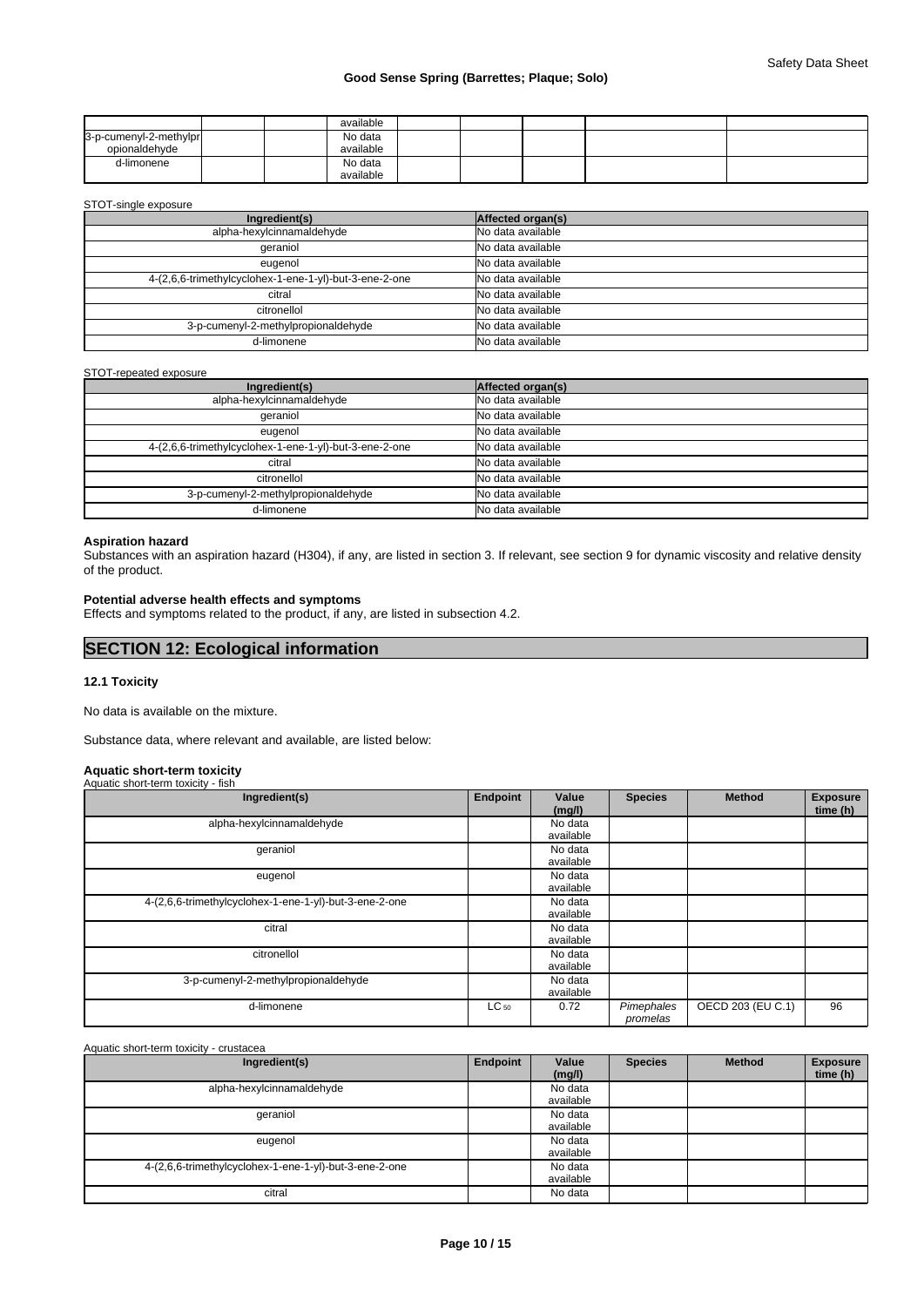| | | | | | | | | |
|---|---|---|---|---|---|---|---|---|
| | | | available | | | | | |
| 3-p-cumenyl-2-methylpropionaldehyde | | | No data available | | | | | |
| d-limonene | | | No data available | | | | | |

STOT-single exposure

| Ingredient(s) | Affected organ(s) |
|---|---|
| alpha-hexylcinnamaldehyde | No data available |
| geraniol | No data available |
| eugenol | No data available |
| 4-(2,6,6-trimethylcyclohex-1-ene-1-yl)-but-3-ene-2-one | No data available |
| citral | No data available |
| citronellol | No data available |
| 3-p-cumenyl-2-methylpropionaldehyde | No data available |
| d-limonene | No data available |

STOT-repeated exposure

| Ingredient(s) | Affected organ(s) |
|---|---|
| alpha-hexylcinnamaldehyde | No data available |
| geraniol | No data available |
| eugenol | No data available |
| 4-(2,6,6-trimethylcyclohex-1-ene-1-yl)-but-3-ene-2-one | No data available |
| citral | No data available |
| citronellol | No data available |
| 3-p-cumenyl-2-methylpropionaldehyde | No data available |
| d-limonene | No data available |

**Aspiration hazard**

Substances with an aspiration hazard (H304), if any, are listed in section 3. If relevant, see section 9 for dynamic viscosity and relative density of the product.

**Potential adverse health effects and symptoms**

Effects and symptoms related to the product, if any, are listed in subsection 4.2.

## SECTION 12: Ecological information

### 12.1 Toxicity

No data is available on the mixture.

Substance data, where relevant and available, are listed below:

**Aquatic short-term toxicity**

Aquatic short-term toxicity - fish

| Ingredient(s) | Endpoint | Value (mg/l) | Species | Method | Exposure time (h) |
|---|---|---|---|---|---|
| alpha-hexylcinnamaldehyde | | No data available | | | |
| geraniol | | No data available | | | |
| eugenol | | No data available | | | |
| 4-(2,6,6-trimethylcyclohex-1-ene-1-yl)-but-3-ene-2-one | | No data available | | | |
| citral | | No data available | | | |
| citronellol | | No data available | | | |
| 3-p-cumenyl-2-methylpropionaldehyde | | No data available | | | |
| d-limonene | $LC_{50}$ | 0.72 | *Pimephales promelas* | OECD 203 (EU C.1) | 96 |

Aquatic short-term toxicity - crustacea

| Ingredient(s) | Endpoint | Value (mg/l) | Species | Method | Exposure time (h) |
|---|---|---|---|---|---|
| alpha-hexylcinnamaldehyde | | No data available | | | |
| geraniol | | No data available | | | |
| eugenol | | No data available | | | |
| 4-(2,6,6-trimethylcyclohex-1-ene-1-yl)-but-3-ene-2-one | | No data available | | | |
| citral | | No data | | | |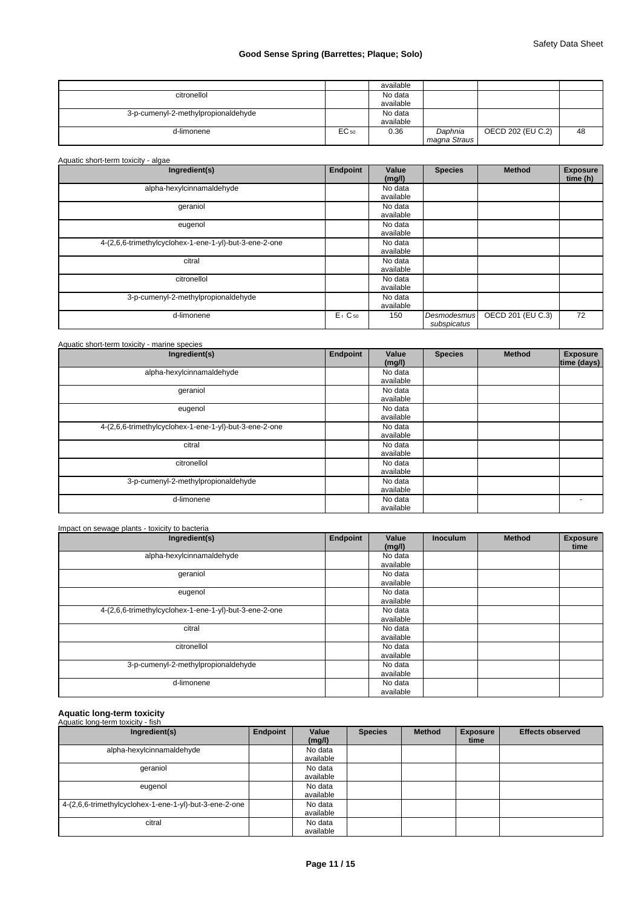| | | available | | | |
|---|---|---|---|---|---|
| citronellol | | No data available | | | |
| 3-p-cumenyl-2-methylpropionaldehyde | | No data available | | | |
| d-limonene | $EC_{50}$ | 0.36 | *Daphnia magna Straus* | OECD 202 (EU C.2) | 48 |

Aquatic short-term toxicity - algae

| Ingredient(s) | Endpoint | Value (mg/l) | Species | Method | Exposure time (h) |
|---|---|---|---|---|---|
| alpha-hexylcinnamaldehyde | | No data available | | | |
| geraniol | | No data available | | | |
| eugenol | | No data available | | | |
| 4-(2,6,6-trimethylcyclohex-1-ene-1-yl)-but-3-ene-2-one | | No data available | | | |
| citral | | No data available | | | |
| citronellol | | No data available | | | |
| 3-p-cumenyl-2-methylpropionaldehyde | | No data available | | | |
| d-limonene | $E_rC_{50}$ | 150 | *Desmodesmus subspicatus* | OECD 201 (EU C.3) | 72 |

Aquatic short-term toxicity - marine species

| Ingredient(s) | Endpoint | Value (mg/l) | Species | Method | Exposure time (days) |
|---|---|---|---|---|---|
| alpha-hexylcinnamaldehyde | | No data available | | | |
| geraniol | | No data available | | | |
| eugenol | | No data available | | | |
| 4-(2,6,6-trimethylcyclohex-1-ene-1-yl)-but-3-ene-2-one | | No data available | | | |
| citral | | No data available | | | |
| citronellol | | No data available | | | |
| 3-p-cumenyl-2-methylpropionaldehyde | | No data available | | | |
| d-limonene | | No data available | | | - |

Impact on sewage plants - toxicity to bacteria

| Ingredient(s) | Endpoint | Value (mg/l) | Inoculum | Method | Exposure time |
|---|---|---|---|---|---|
| alpha-hexylcinnamaldehyde | | No data available | | | |
| geraniol | | No data available | | | |
| eugenol | | No data available | | | |
| 4-(2,6,6-trimethylcyclohex-1-ene-1-yl)-but-3-ene-2-one | | No data available | | | |
| citral | | No data available | | | |
| citronellol | | No data available | | | |
| 3-p-cumenyl-2-methylpropionaldehyde | | No data available | | | |
| d-limonene | | No data available | | | |

**Aquatic long-term toxicity**

Aquatic long-term toxicity - fish

| Ingredient(s) | Endpoint | Value (mg/l) | Species | Method | Exposure time | Effects observed |
|---|---|---|---|---|---|---|
| alpha-hexylcinnamaldehyde | | No data available | | | | |
| geraniol | | No data available | | | | |
| eugenol | | No data available | | | | |
| 4-(2,6,6-trimethylcyclohex-1-ene-1-yl)-but-3-ene-2-one | | No data available | | | | |
| citral | | No data available | | | | |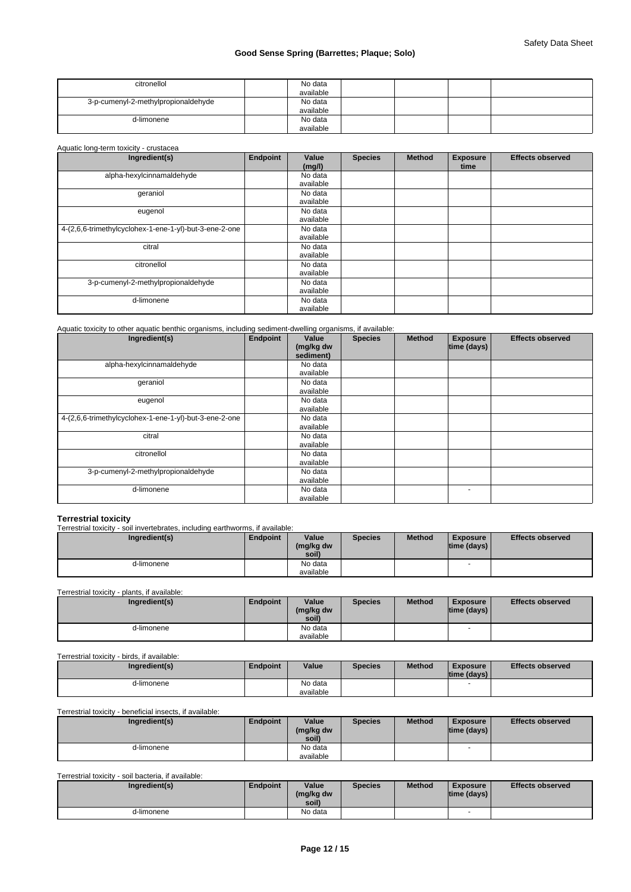| Ingredient(s) | Endpoint | Value | Species | Method | Exposure time | Effects observed |
|---|---|---|---|---|---|---|
| citronellol | | No data available | | | | |
| 3-p-cumenyl-2-methylpropionaldehyde | | No data available | | | | |
| d-limonene | | No data available | | | | |

Aquatic long-term toxicity - crustacea

| Ingredient(s) | Endpoint | Value (mg/l) | Species | Method | Exposure time | Effects observed |
|---|---|---|---|---|---|---|
| alpha-hexylcinnamaldehyde | | No data available | | | | |
| geraniol | | No data available | | | | |
| eugenol | | No data available | | | | |
| 4-(2,6,6-trimethylcyclohex-1-ene-1-yl)-but-3-ene-2-one | | No data available | | | | |
| citral | | No data available | | | | |
| citronellol | | No data available | | | | |
| 3-p-cumenyl-2-methylpropionaldehyde | | No data available | | | | |
| d-limonene | | No data available | | | | |

Aquatic toxicity to other aquatic benthic organisms, including sediment-dwelling organisms, if available:

| Ingredient(s) | Endpoint | Value (mg/kg dw sediment) | Species | Method | Exposure time (days) | Effects observed |
|---|---|---|---|---|---|---|
| alpha-hexylcinnamaldehyde | | No data available | | | | |
| geraniol | | No data available | | | | |
| eugenol | | No data available | | | | |
| 4-(2,6,6-trimethylcyclohex-1-ene-1-yl)-but-3-ene-2-one | | No data available | | | | |
| citral | | No data available | | | | |
| citronellol | | No data available | | | | |
| 3-p-cumenyl-2-methylpropionaldehyde | | No data available | | | | |
| d-limonene | | No data available | | | - | |

**Terrestrial toxicity**

Terrestrial toxicity - soil invertebrates, including earthworms, if available:

| Ingredient(s) | Endpoint | Value (mg/kg dw soil) | Species | Method | Exposure time (days) | Effects observed |
|---|---|---|---|---|---|---|
| d-limonene | | No data available | | | - | |

Terrestrial toxicity - plants, if available:

| Ingredient(s) | Endpoint | Value (mg/kg dw soil) | Species | Method | Exposure time (days) | Effects observed |
|---|---|---|---|---|---|---|
| d-limonene | | No data available | | | - | |

Terrestrial toxicity - birds, if available:

| Ingredient(s) | Endpoint | Value | Species | Method | Exposure time (days) | Effects observed |
|---|---|---|---|---|---|---|
| d-limonene | | No data available | | | - | |

Terrestrial toxicity - beneficial insects, if available:

| Ingredient(s) | Endpoint | Value (mg/kg dw soil) | Species | Method | Exposure time (days) | Effects observed |
|---|---|---|---|---|---|---|
| d-limonene | | No data available | | | - | |

Terrestrial toxicity - soil bacteria, if available:

| Ingredient(s) | Endpoint | Value (mg/kg dw soil) | Species | Method | Exposure time (days) | Effects observed |
|---|---|---|---|---|---|---|
| d-limonene | | No data | | | - | |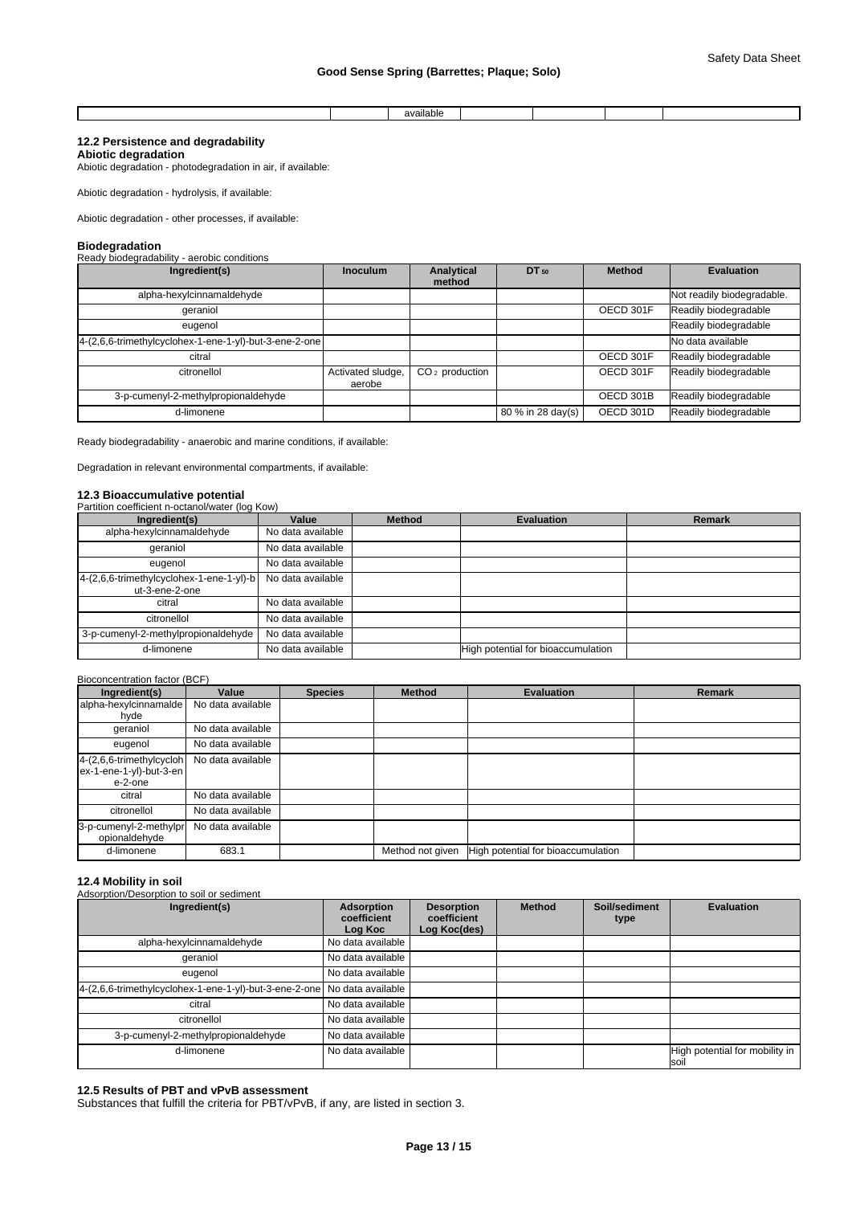| | | available | | | | |
|---|---|---|---|---|---|---|

### 12.2 Persistence and degradability

**Abiotic degradation**

Abiotic degradation - photodegradation in air, if available:

Abiotic degradation - hydrolysis, if available:

Abiotic degradation - other processes, if available:

**Biodegradation**

Ready biodegradability - aerobic conditions

| Ingredient(s) | Inoculum | Analytical method | $DT_{50}$ | Method | Evaluation |
|---|---|---|---|---|---|
| alpha-hexylcinnamaldehyde | | | | | Not readily biodegradable. |
| geraniol | | | | OECD 301F | Readily biodegradable |
| eugenol | | | | | Readily biodegradable |
| 4-(2,6,6-trimethylcyclohex-1-ene-1-yl)-but-3-ene-2-one | | | | | No data available |
| citral | | | | OECD 301F | Readily biodegradable |
| citronellol | Activated sludge, aerobe | $CO_2$ production | | OECD 301F | Readily biodegradable |
| 3-p-cumenyl-2-methylpropionaldehyde | | | | OECD 301B | Readily biodegradable |
| d-limonene | | | 80 % in 28 day(s) | OECD 301D | Readily biodegradable |

Ready biodegradability - anaerobic and marine conditions, if available:

Degradation in relevant environmental compartments, if available:

### 12.3 Bioaccumulative potential

Partition coefficient n-octanol/water (log Kow)

| Ingredient(s) | Value | Method | Evaluation | Remark |
|---|---|---|---|---|
| alpha-hexylcinnamaldehyde | No data available | | | |
| geraniol | No data available | | | |
| eugenol | No data available | | | |
| 4-(2,6,6-trimethylcyclohex-1-ene-1-yl)-but-3-ene-2-one | No data available | | | |
| citral | No data available | | | |
| citronellol | No data available | | | |
| 3-p-cumenyl-2-methylpropionaldehyde | No data available | | | |
| d-limonene | No data available | | High potential for bioaccumulation | |

Bioconcentration factor (BCF)

| Ingredient(s) | Value | Species | Method | Evaluation | Remark |
|---|---|---|---|---|---|
| alpha-hexylcinnamaldehyde | No data available | | | | |
| geraniol | No data available | | | | |
| eugenol | No data available | | | | |
| 4-(2,6,6-trimethylcyclohex-1-ene-1-yl)-but-3-ene-2-one | No data available | | | | |
| citral | No data available | | | | |
| citronellol | No data available | | | | |
| 3-p-cumenyl-2-methylpropionaldehyde | No data available | | | | |
| d-limonene | 683.1 | | Method not given | High potential for bioaccumulation | |

### 12.4 Mobility in soil

Adsorption/Desorption to soil or sediment

| Ingredient(s) | Adsorption coefficient Log Koc | Desorption coefficient Log Koc(des) | Method | Soil/sediment type | Evaluation |
|---|---|---|---|---|---|
| alpha-hexylcinnamaldehyde | No data available | | | | |
| geraniol | No data available | | | | |
| eugenol | No data available | | | | |
| 4-(2,6,6-trimethylcyclohex-1-ene-1-yl)-but-3-ene-2-one | No data available | | | | |
| citral | No data available | | | | |
| citronellol | No data available | | | | |
| 3-p-cumenyl-2-methylpropionaldehyde | No data available | | | | |
| d-limonene | No data available | | | | High potential for mobility in soil |

### 12.5 Results of PBT and vPvB assessment

Substances that fulfill the criteria for PBT/vPvB, if any, are listed in section 3.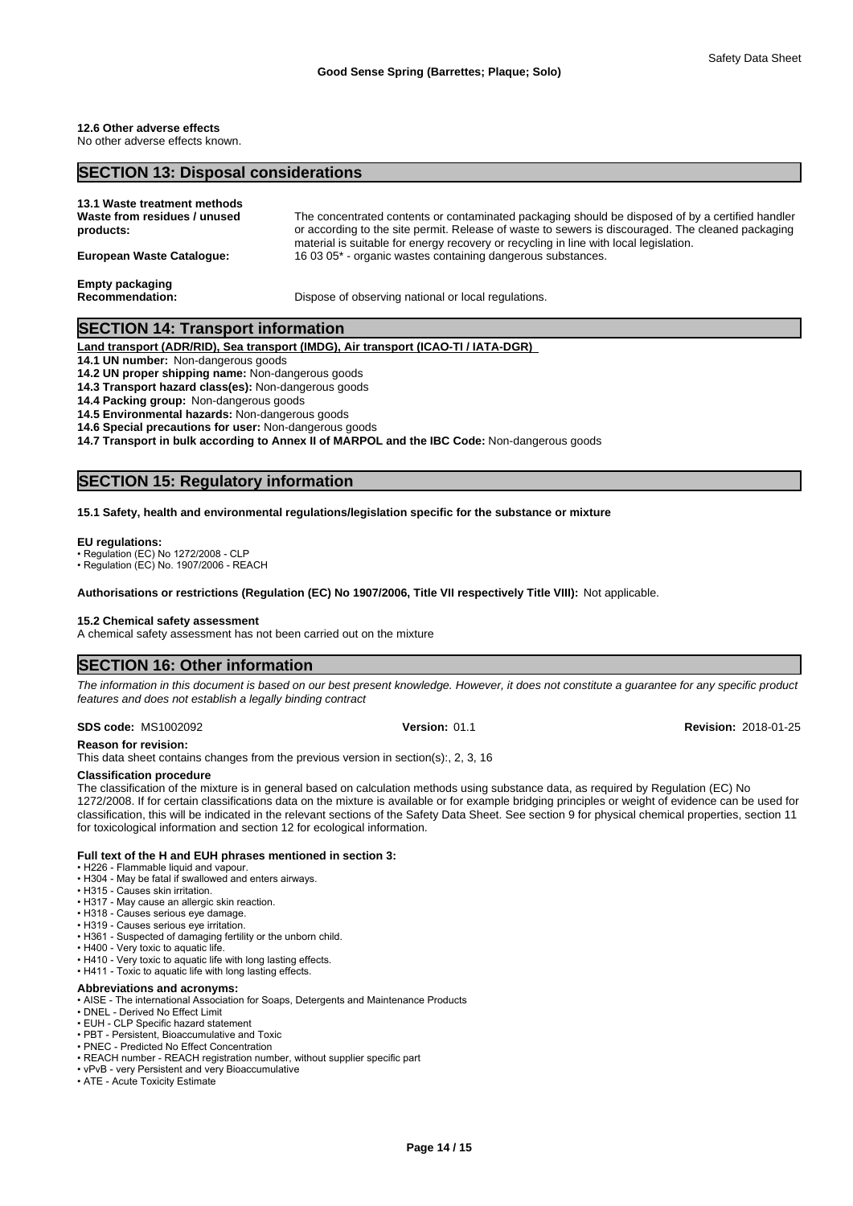### 12.6 Other adverse effects

No other adverse effects known.

## SECTION 13: Disposal considerations

### 13.1 Waste treatment methods

**Waste from residues / unused products:** The concentrated contents or contaminated packaging should be disposed of by a certified handler or according to the site permit. Release of waste to sewers is discouraged. The cleaned packaging material is suitable for energy recovery or recycling in line with local legislation.

**European Waste Catalogue:** 16 03 05* - organic wastes containing dangerous substances.

**Empty packaging**

**Recommendation:** Dispose of observing national or local regulations.

## SECTION 14: Transport information

**Land transport (ADR/RID), Sea transport (IMDG), Air transport (ICAO-TI / IATA-DGR)**

**14.1 UN number:** Non-dangerous goods

**14.2 UN proper shipping name:** Non-dangerous goods

**14.3 Transport hazard class(es):** Non-dangerous goods

**14.4 Packing group:** Non-dangerous goods

**14.5 Environmental hazards:** Non-dangerous goods

**14.6 Special precautions for user:** Non-dangerous goods

**14.7 Transport in bulk according to Annex II of MARPOL and the IBC Code:** Non-dangerous goods

## SECTION 15: Regulatory information

**15.1 Safety, health and environmental regulations/legislation specific for the substance or mixture**

**EU regulations:**

- Regulation (EC) No 1272/2008 - CLP
- Regulation (EC) No. 1907/2006 - REACH

**Authorisations or restrictions (Regulation (EC) No 1907/2006, Title VII respectively Title VIII):** Not applicable.

**15.2 Chemical safety assessment**

A chemical safety assessment has not been carried out on the mixture

## SECTION 16: Other information

*The information in this document is based on our best present knowledge. However, it does not constitute a guarantee for any specific product features and does not establish a legally binding contract*

**SDS code:** MS1002092 **Version:** 01.1 **Revision:** 2018-01-25

**Reason for revision:**

This data sheet contains changes from the previous version in section(s):, 2, 3, 16

**Classification procedure**

The classification of the mixture is in general based on calculation methods using substance data, as required by Regulation (EC) No 1272/2008. If for certain classifications data on the mixture is available or for example bridging principles or weight of evidence can be used for classification, this will be indicated in the relevant sections of the Safety Data Sheet. See section 9 for physical chemical properties, section 11 for toxicological information and section 12 for ecological information.

**Full text of the H and EUH phrases mentioned in section 3:**

- H226 - Flammable liquid and vapour.
- H304 - May be fatal if swallowed and enters airways.
- H315 - Causes skin irritation.
- H317 - May cause an allergic skin reaction.
- H318 - Causes serious eye damage.
- H319 - Causes serious eye irritation.
- H361 - Suspected of damaging fertility or the unborn child.
- H400 - Very toxic to aquatic life.
- H410 - Very toxic to aquatic life with long lasting effects.
- H411 - Toxic to aquatic life with long lasting effects.

**Abbreviations and acronyms:**

- AISE - The international Association for Soaps, Detergents and Maintenance Products
- DNEL - Derived No Effect Limit
- EUH - CLP Specific hazard statement
- PBT - Persistent, Bioaccumulative and Toxic
- PNEC - Predicted No Effect Concentration
- REACH number - REACH registration number, without supplier specific part
- vPvB - very Persistent and very Bioaccumulative
- ATE - Acute Toxicity Estimate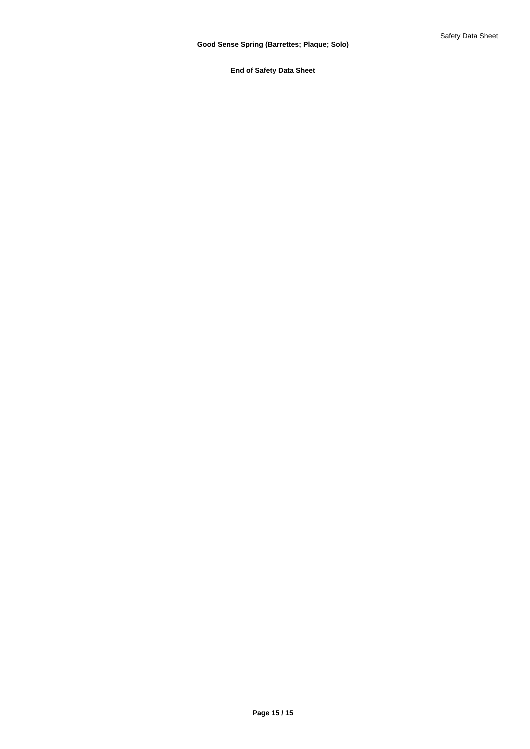**End of Safety Data Sheet**